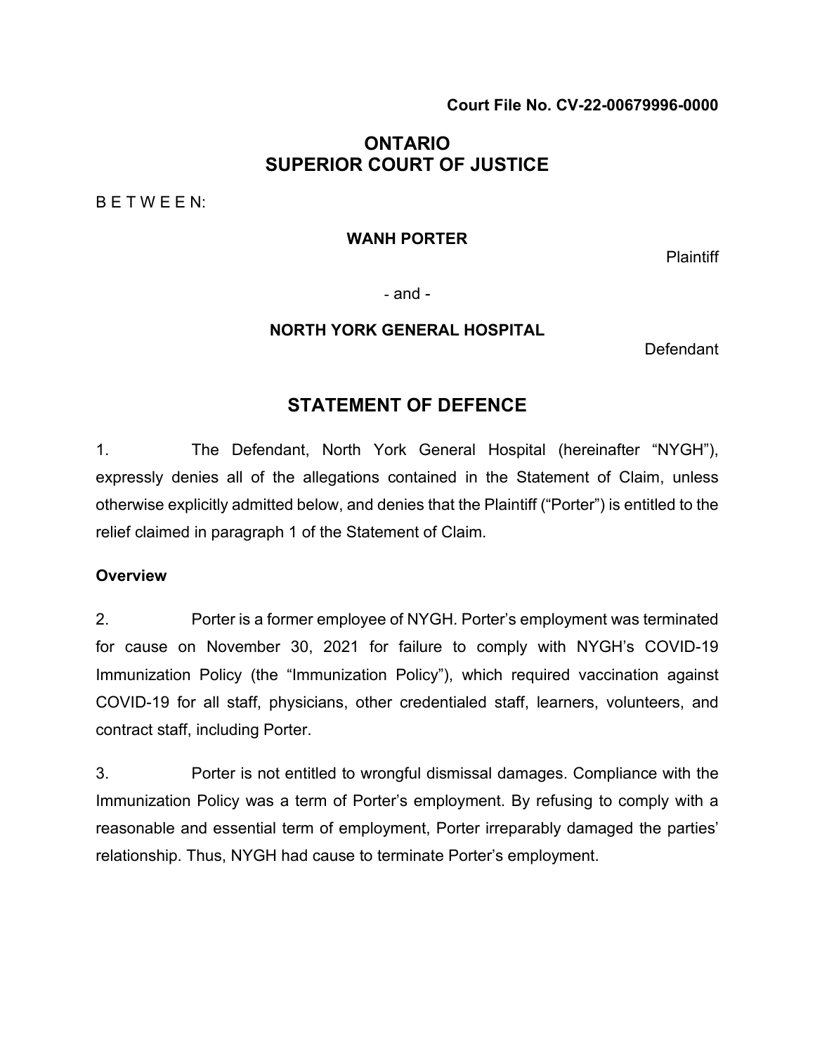**Court File No. CV-22-00679996-0000**

# ONTARIO
# SUPERIOR COURT OF JUSTICE

B E T W E E N:

**WANH PORTER**

Plaintiff

- and -

**NORTH YORK GENERAL HOSPITAL**

Defendant

## STATEMENT OF DEFENCE

1. The Defendant, North York General Hospital (hereinafter "NYGH"), expressly denies all of the allegations contained in the Statement of Claim, unless otherwise explicitly admitted below, and denies that the Plaintiff ("Porter") is entitled to the relief claimed in paragraph 1 of the Statement of Claim.

**Overview**

2. Porter is a former employee of NYGH. Porter's employment was terminated for cause on November 30, 2021 for failure to comply with NYGH's COVID-19 Immunization Policy (the "Immunization Policy"), which required vaccination against COVID-19 for all staff, physicians, other credentialed staff, learners, volunteers, and contract staff, including Porter.

3. Porter is not entitled to wrongful dismissal damages. Compliance with the Immunization Policy was a term of Porter's employment. By refusing to comply with a reasonable and essential term of employment, Porter irreparably damaged the parties' relationship. Thus, NYGH had cause to terminate Porter's employment.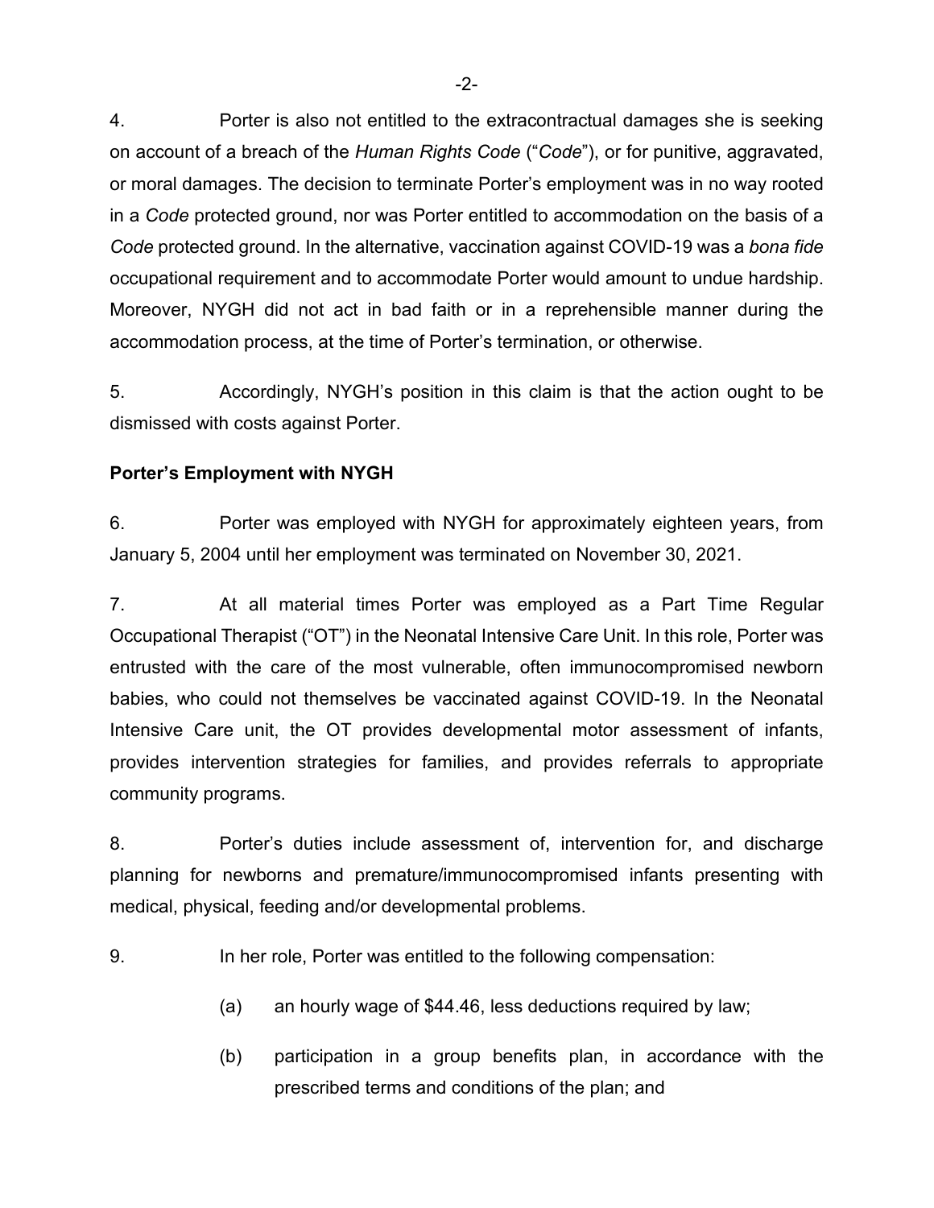4. Porter is also not entitled to the extracontractual damages she is seeking on account of a breach of the *Human Rights Code* ("*Code*"), or for punitive, aggravated, or moral damages. The decision to terminate Porter's employment was in no way rooted in a *Code* protected ground, nor was Porter entitled to accommodation on the basis of a *Code* protected ground. In the alternative, vaccination against COVID-19 was a *bona fide* occupational requirement and to accommodate Porter would amount to undue hardship. Moreover, NYGH did not act in bad faith or in a reprehensible manner during the accommodation process, at the time of Porter's termination, or otherwise.

5. Accordingly, NYGH's position in this claim is that the action ought to be dismissed with costs against Porter.

**Porter's Employment with NYGH**

6. Porter was employed with NYGH for approximately eighteen years, from January 5, 2004 until her employment was terminated on November 30, 2021.

7. At all material times Porter was employed as a Part Time Regular Occupational Therapist ("OT") in the Neonatal Intensive Care Unit. In this role, Porter was entrusted with the care of the most vulnerable, often immunocompromised newborn babies, who could not themselves be vaccinated against COVID-19. In the Neonatal Intensive Care unit, the OT provides developmental motor assessment of infants, provides intervention strategies for families, and provides referrals to appropriate community programs.

8. Porter's duties include assessment of, intervention for, and discharge planning for newborns and premature/immunocompromised infants presenting with medical, physical, feeding and/or developmental problems.

9. In her role, Porter was entitled to the following compensation:

   (a) an hourly wage of $44.46, less deductions required by law;

   (b) participation in a group benefits plan, in accordance with the prescribed terms and conditions of the plan; and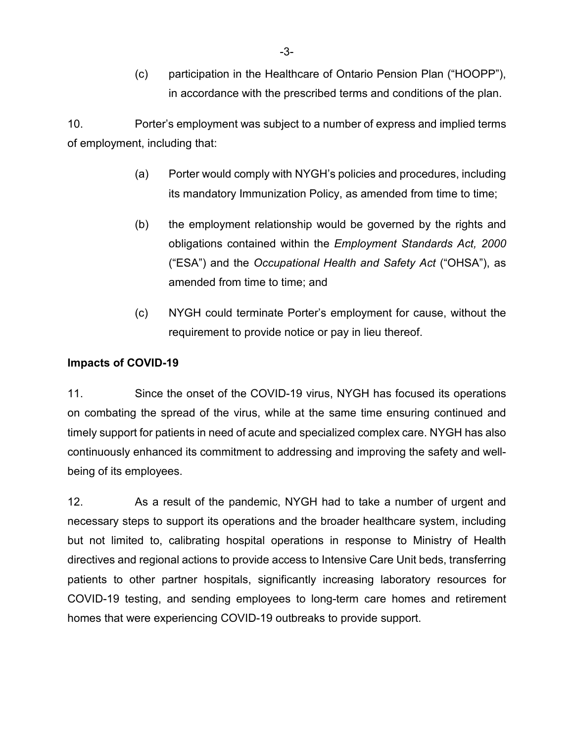(c) participation in the Healthcare of Ontario Pension Plan ("HOOPP"), in accordance with the prescribed terms and conditions of the plan.

10. Porter's employment was subject to a number of express and implied terms of employment, including that:

(a) Porter would comply with NYGH's policies and procedures, including its mandatory Immunization Policy, as amended from time to time;

(b) the employment relationship would be governed by the rights and obligations contained within the *Employment Standards Act, 2000* ("ESA") and the *Occupational Health and Safety Act* ("OHSA"), as amended from time to time; and

(c) NYGH could terminate Porter's employment for cause, without the requirement to provide notice or pay in lieu thereof.

**Impacts of COVID-19**

11. Since the onset of the COVID-19 virus, NYGH has focused its operations on combating the spread of the virus, while at the same time ensuring continued and timely support for patients in need of acute and specialized complex care. NYGH has also continuously enhanced its commitment to addressing and improving the safety and well-being of its employees.

12. As a result of the pandemic, NYGH had to take a number of urgent and necessary steps to support its operations and the broader healthcare system, including but not limited to, calibrating hospital operations in response to Ministry of Health directives and regional actions to provide access to Intensive Care Unit beds, transferring patients to other partner hospitals, significantly increasing laboratory resources for COVID-19 testing, and sending employees to long-term care homes and retirement homes that were experiencing COVID-19 outbreaks to provide support.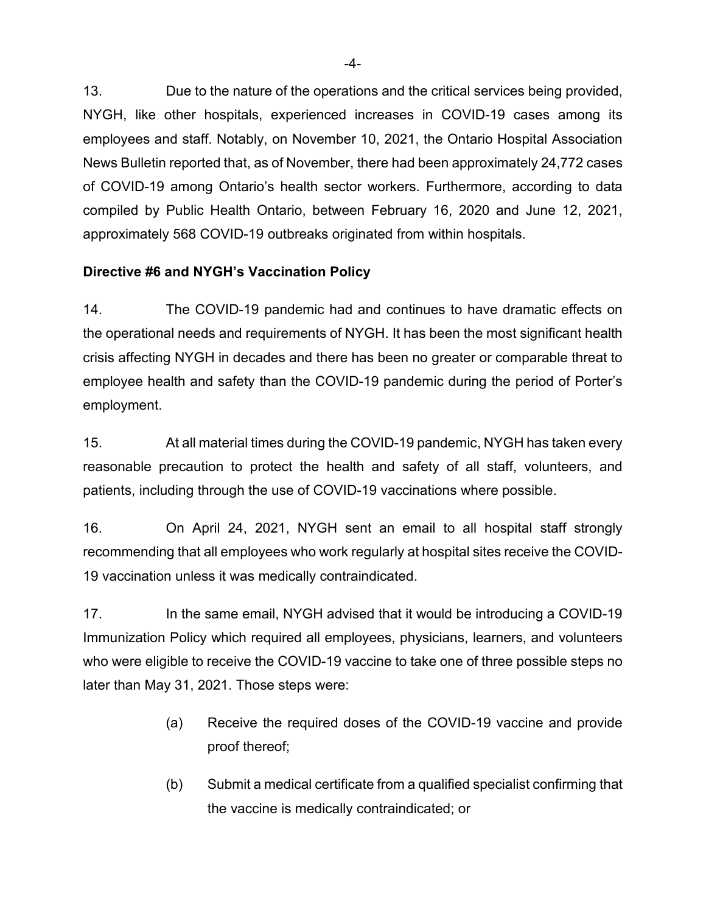13. Due to the nature of the operations and the critical services being provided, NYGH, like other hospitals, experienced increases in COVID-19 cases among its employees and staff. Notably, on November 10, 2021, the Ontario Hospital Association News Bulletin reported that, as of November, there had been approximately 24,772 cases of COVID-19 among Ontario's health sector workers. Furthermore, according to data compiled by Public Health Ontario, between February 16, 2020 and June 12, 2021, approximately 568 COVID-19 outbreaks originated from within hospitals.

**Directive #6 and NYGH's Vaccination Policy**

14. The COVID-19 pandemic had and continues to have dramatic effects on the operational needs and requirements of NYGH. It has been the most significant health crisis affecting NYGH in decades and there has been no greater or comparable threat to employee health and safety than the COVID-19 pandemic during the period of Porter's employment.

15. At all material times during the COVID-19 pandemic, NYGH has taken every reasonable precaution to protect the health and safety of all staff, volunteers, and patients, including through the use of COVID-19 vaccinations where possible.

16. On April 24, 2021, NYGH sent an email to all hospital staff strongly recommending that all employees who work regularly at hospital sites receive the COVID-19 vaccination unless it was medically contraindicated.

17. In the same email, NYGH advised that it would be introducing a COVID-19 Immunization Policy which required all employees, physicians, learners, and volunteers who were eligible to receive the COVID-19 vaccine to take one of three possible steps no later than May 31, 2021. Those steps were:

> (a) Receive the required doses of the COVID-19 vaccine and provide proof thereof;
>
> (b) Submit a medical certificate from a qualified specialist confirming that the vaccine is medically contraindicated; or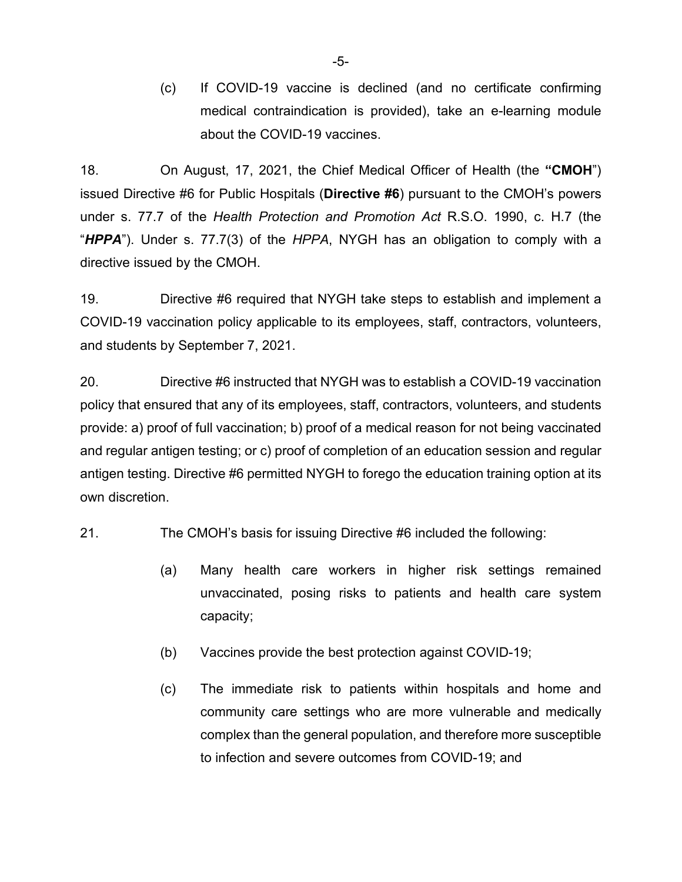(c) If COVID-19 vaccine is declined (and no certificate confirming medical contraindication is provided), take an e-learning module about the COVID-19 vaccines.

18. On August, 17, 2021, the Chief Medical Officer of Health (the **"CMOH**") issued Directive #6 for Public Hospitals (**Directive #6**) pursuant to the CMOH's powers under s. 77.7 of the *Health Protection and Promotion Act* R.S.O. 1990, c. H.7 (the "***HPPA***"). Under s. 77.7(3) of the *HPPA*, NYGH has an obligation to comply with a directive issued by the CMOH.

19. Directive #6 required that NYGH take steps to establish and implement a COVID-19 vaccination policy applicable to its employees, staff, contractors, volunteers, and students by September 7, 2021.

20. Directive #6 instructed that NYGH was to establish a COVID-19 vaccination policy that ensured that any of its employees, staff, contractors, volunteers, and students provide: a) proof of full vaccination; b) proof of a medical reason for not being vaccinated and regular antigen testing; or c) proof of completion of an education session and regular antigen testing. Directive #6 permitted NYGH to forego the education training option at its own discretion.

21. The CMOH's basis for issuing Directive #6 included the following:

(a) Many health care workers in higher risk settings remained unvaccinated, posing risks to patients and health care system capacity;

(b) Vaccines provide the best protection against COVID-19;

(c) The immediate risk to patients within hospitals and home and community care settings who are more vulnerable and medically complex than the general population, and therefore more susceptible to infection and severe outcomes from COVID-19; and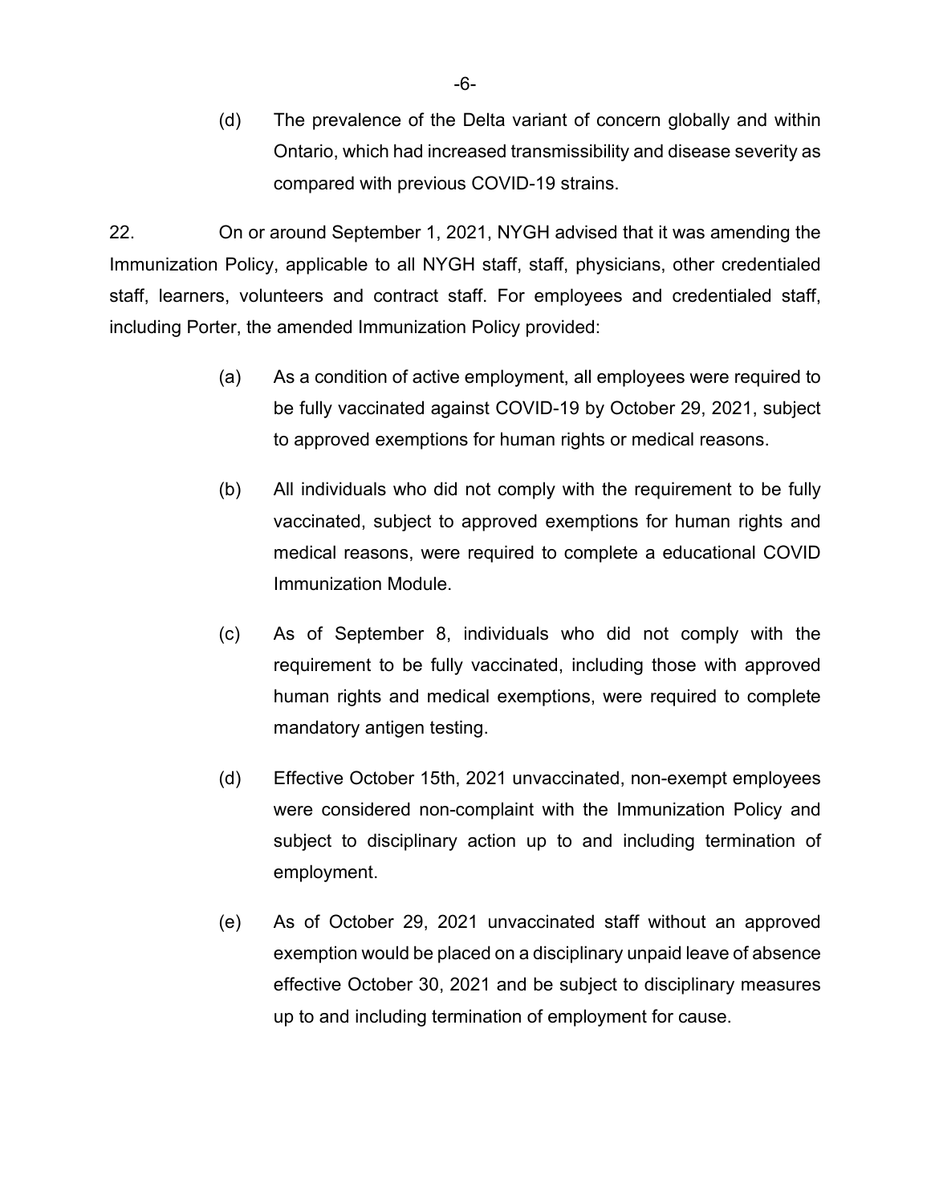(d) The prevalence of the Delta variant of concern globally and within Ontario, which had increased transmissibility and disease severity as compared with previous COVID-19 strains.

22. On or around September 1, 2021, NYGH advised that it was amending the Immunization Policy, applicable to all NYGH staff, staff, physicians, other credentialed staff, learners, volunteers and contract staff. For employees and credentialed staff, including Porter, the amended Immunization Policy provided:

(a) As a condition of active employment, all employees were required to be fully vaccinated against COVID-19 by October 29, 2021, subject to approved exemptions for human rights or medical reasons.

(b) All individuals who did not comply with the requirement to be fully vaccinated, subject to approved exemptions for human rights and medical reasons, were required to complete a educational COVID Immunization Module.

(c) As of September 8, individuals who did not comply with the requirement to be fully vaccinated, including those with approved human rights and medical exemptions, were required to complete mandatory antigen testing.

(d) Effective October 15th, 2021 unvaccinated, non-exempt employees were considered non-complaint with the Immunization Policy and subject to disciplinary action up to and including termination of employment.

(e) As of October 29, 2021 unvaccinated staff without an approved exemption would be placed on a disciplinary unpaid leave of absence effective October 30, 2021 and be subject to disciplinary measures up to and including termination of employment for cause.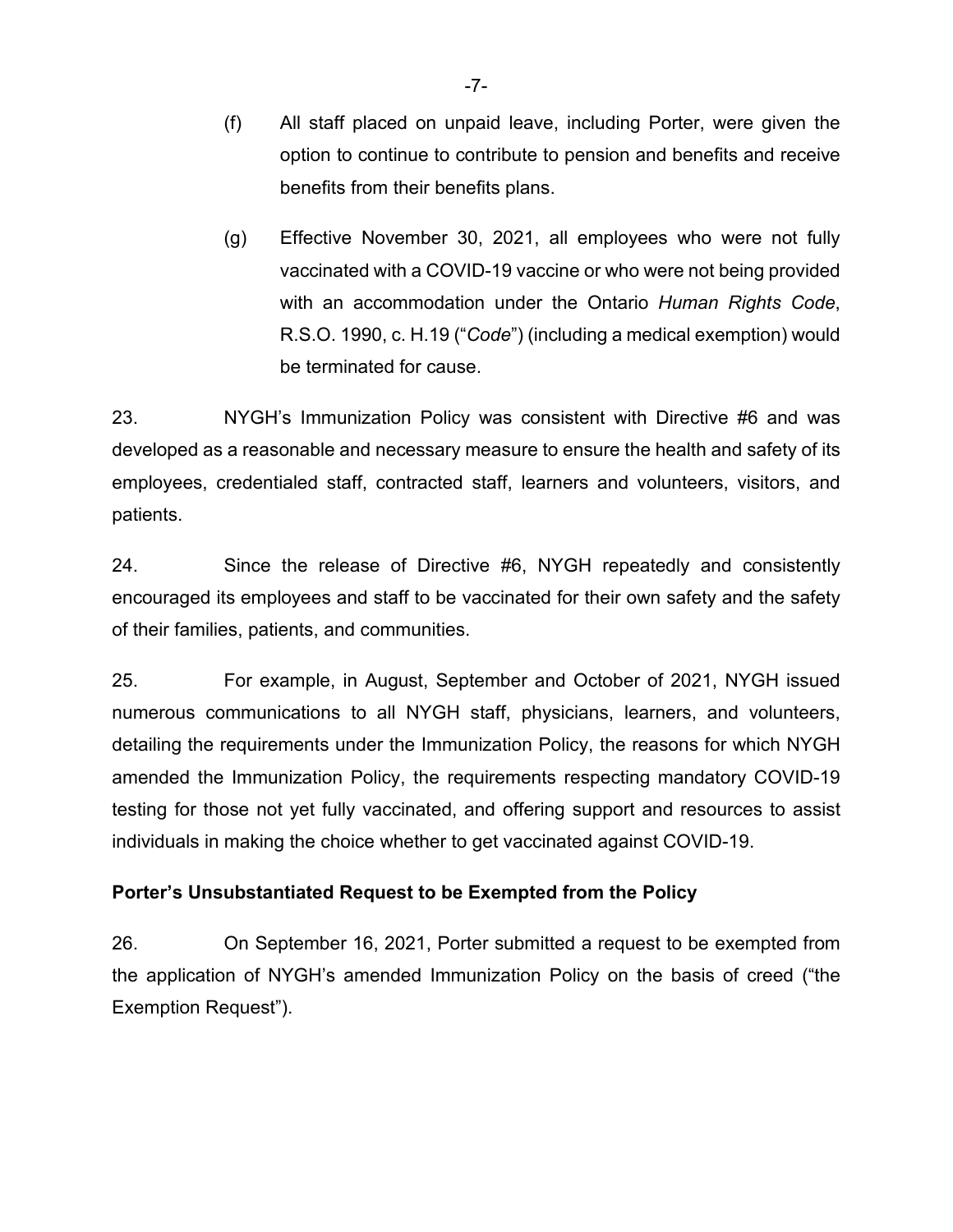(f) All staff placed on unpaid leave, including Porter, were given the option to continue to contribute to pension and benefits and receive benefits from their benefits plans.

(g) Effective November 30, 2021, all employees who were not fully vaccinated with a COVID-19 vaccine or who were not being provided with an accommodation under the Ontario *Human Rights Code*, R.S.O. 1990, c. H.19 ("*Code*") (including a medical exemption) would be terminated for cause.

23. NYGH's Immunization Policy was consistent with Directive #6 and was developed as a reasonable and necessary measure to ensure the health and safety of its employees, credentialed staff, contracted staff, learners and volunteers, visitors, and patients.

24. Since the release of Directive #6, NYGH repeatedly and consistently encouraged its employees and staff to be vaccinated for their own safety and the safety of their families, patients, and communities.

25. For example, in August, September and October of 2021, NYGH issued numerous communications to all NYGH staff, physicians, learners, and volunteers, detailing the requirements under the Immunization Policy, the reasons for which NYGH amended the Immunization Policy, the requirements respecting mandatory COVID-19 testing for those not yet fully vaccinated, and offering support and resources to assist individuals in making the choice whether to get vaccinated against COVID-19.

**Porter's Unsubstantiated Request to be Exempted from the Policy**

26. On September 16, 2021, Porter submitted a request to be exempted from the application of NYGH's amended Immunization Policy on the basis of creed ("the Exemption Request").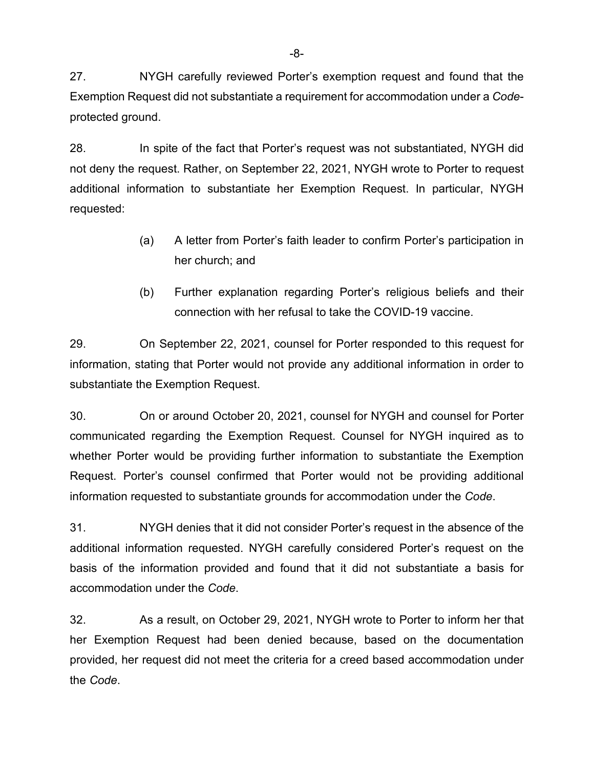27. NYGH carefully reviewed Porter's exemption request and found that the Exemption Request did not substantiate a requirement for accommodation under a *Code*-protected ground.

28. In spite of the fact that Porter's request was not substantiated, NYGH did not deny the request. Rather, on September 22, 2021, NYGH wrote to Porter to request additional information to substantiate her Exemption Request. In particular, NYGH requested:

> (a) A letter from Porter's faith leader to confirm Porter's participation in her church; and
>
> (b) Further explanation regarding Porter's religious beliefs and their connection with her refusal to take the COVID-19 vaccine.

29. On September 22, 2021, counsel for Porter responded to this request for information, stating that Porter would not provide any additional information in order to substantiate the Exemption Request.

30. On or around October 20, 2021, counsel for NYGH and counsel for Porter communicated regarding the Exemption Request. Counsel for NYGH inquired as to whether Porter would be providing further information to substantiate the Exemption Request. Porter's counsel confirmed that Porter would not be providing additional information requested to substantiate grounds for accommodation under the *Code*.

31. NYGH denies that it did not consider Porter's request in the absence of the additional information requested. NYGH carefully considered Porter's request on the basis of the information provided and found that it did not substantiate a basis for accommodation under the *Code*.

32. As a result, on October 29, 2021, NYGH wrote to Porter to inform her that her Exemption Request had been denied because, based on the documentation provided, her request did not meet the criteria for a creed based accommodation under the *Code*.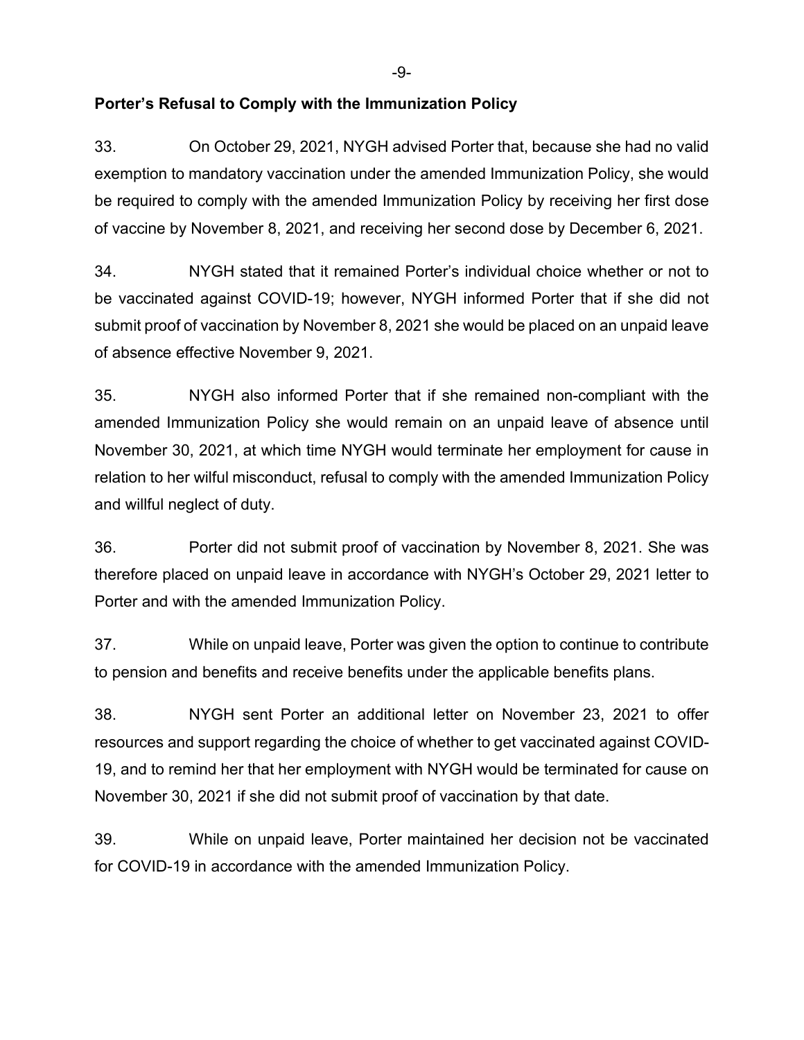**Porter's Refusal to Comply with the Immunization Policy**

33. On October 29, 2021, NYGH advised Porter that, because she had no valid exemption to mandatory vaccination under the amended Immunization Policy, she would be required to comply with the amended Immunization Policy by receiving her first dose of vaccine by November 8, 2021, and receiving her second dose by December 6, 2021.

34. NYGH stated that it remained Porter's individual choice whether or not to be vaccinated against COVID-19; however, NYGH informed Porter that if she did not submit proof of vaccination by November 8, 2021 she would be placed on an unpaid leave of absence effective November 9, 2021.

35. NYGH also informed Porter that if she remained non-compliant with the amended Immunization Policy she would remain on an unpaid leave of absence until November 30, 2021, at which time NYGH would terminate her employment for cause in relation to her wilful misconduct, refusal to comply with the amended Immunization Policy and willful neglect of duty.

36. Porter did not submit proof of vaccination by November 8, 2021. She was therefore placed on unpaid leave in accordance with NYGH's October 29, 2021 letter to Porter and with the amended Immunization Policy.

37. While on unpaid leave, Porter was given the option to continue to contribute to pension and benefits and receive benefits under the applicable benefits plans.

38. NYGH sent Porter an additional letter on November 23, 2021 to offer resources and support regarding the choice of whether to get vaccinated against COVID-19, and to remind her that her employment with NYGH would be terminated for cause on November 30, 2021 if she did not submit proof of vaccination by that date.

39. While on unpaid leave, Porter maintained her decision not be vaccinated for COVID-19 in accordance with the amended Immunization Policy.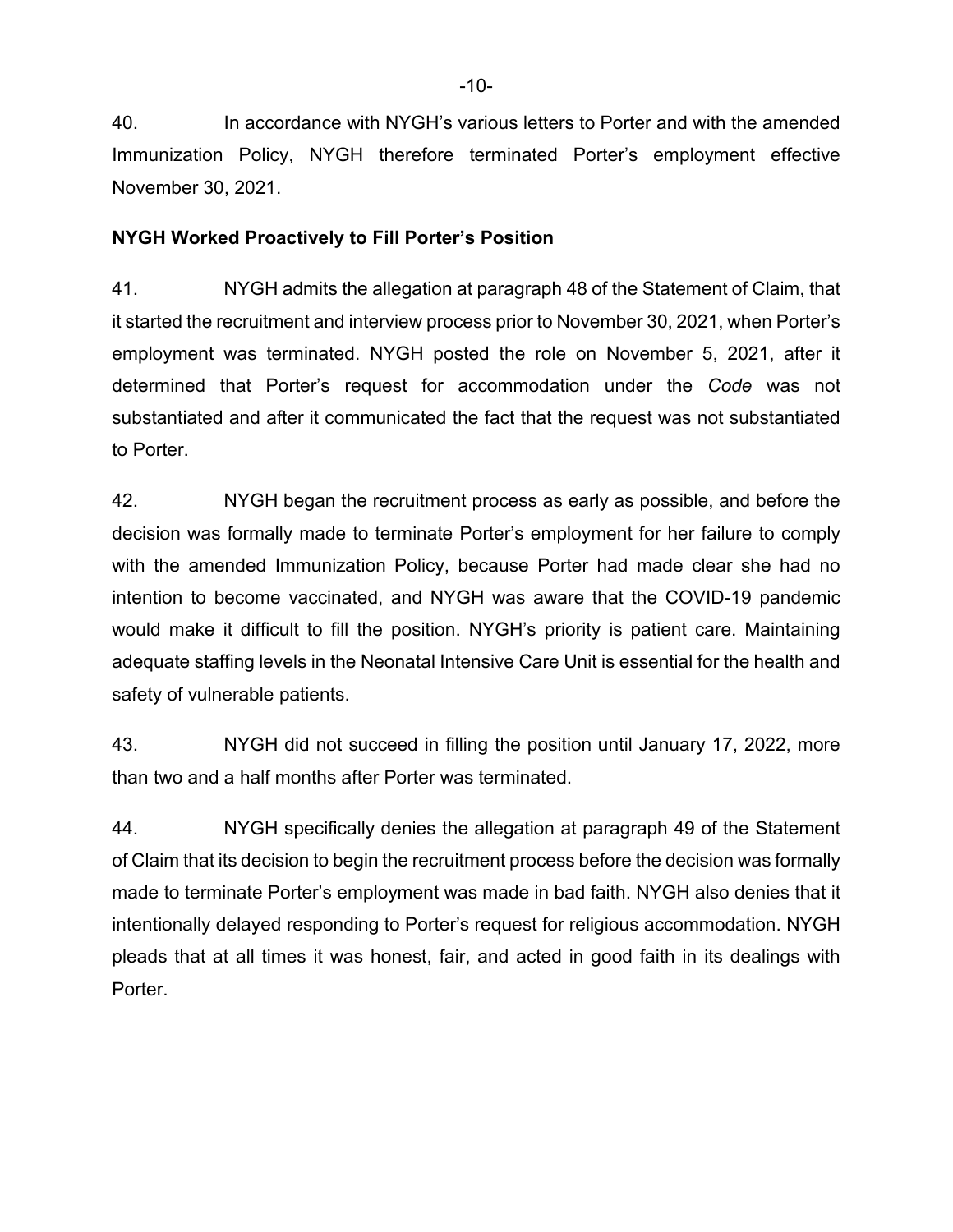40. In accordance with NYGH's various letters to Porter and with the amended Immunization Policy, NYGH therefore terminated Porter's employment effective November 30, 2021.

**NYGH Worked Proactively to Fill Porter's Position**

41. NYGH admits the allegation at paragraph 48 of the Statement of Claim, that it started the recruitment and interview process prior to November 30, 2021, when Porter's employment was terminated. NYGH posted the role on November 5, 2021, after it determined that Porter's request for accommodation under the *Code* was not substantiated and after it communicated the fact that the request was not substantiated to Porter.

42. NYGH began the recruitment process as early as possible, and before the decision was formally made to terminate Porter's employment for her failure to comply with the amended Immunization Policy, because Porter had made clear she had no intention to become vaccinated, and NYGH was aware that the COVID-19 pandemic would make it difficult to fill the position. NYGH's priority is patient care. Maintaining adequate staffing levels in the Neonatal Intensive Care Unit is essential for the health and safety of vulnerable patients.

43. NYGH did not succeed in filling the position until January 17, 2022, more than two and a half months after Porter was terminated.

44. NYGH specifically denies the allegation at paragraph 49 of the Statement of Claim that its decision to begin the recruitment process before the decision was formally made to terminate Porter's employment was made in bad faith. NYGH also denies that it intentionally delayed responding to Porter's request for religious accommodation. NYGH pleads that at all times it was honest, fair, and acted in good faith in its dealings with Porter.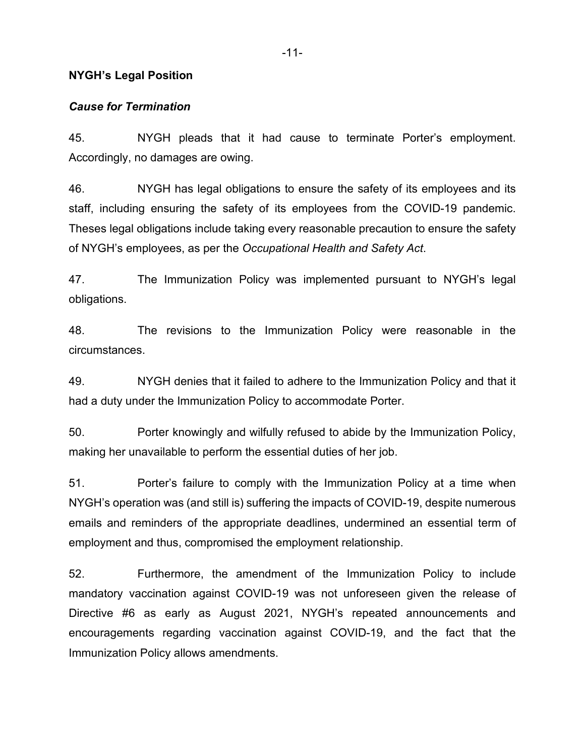**NYGH's Legal Position**

***Cause for Termination***

45. NYGH pleads that it had cause to terminate Porter's employment. Accordingly, no damages are owing.

46. NYGH has legal obligations to ensure the safety of its employees and its staff, including ensuring the safety of its employees from the COVID-19 pandemic. Theses legal obligations include taking every reasonable precaution to ensure the safety of NYGH's employees, as per the *Occupational Health and Safety Act*.

47. The Immunization Policy was implemented pursuant to NYGH's legal obligations.

48. The revisions to the Immunization Policy were reasonable in the circumstances.

49. NYGH denies that it failed to adhere to the Immunization Policy and that it had a duty under the Immunization Policy to accommodate Porter.

50. Porter knowingly and wilfully refused to abide by the Immunization Policy, making her unavailable to perform the essential duties of her job.

51. Porter's failure to comply with the Immunization Policy at a time when NYGH's operation was (and still is) suffering the impacts of COVID-19, despite numerous emails and reminders of the appropriate deadlines, undermined an essential term of employment and thus, compromised the employment relationship.

52. Furthermore, the amendment of the Immunization Policy to include mandatory vaccination against COVID-19 was not unforeseen given the release of Directive #6 as early as August 2021, NYGH's repeated announcements and encouragements regarding vaccination against COVID-19, and the fact that the Immunization Policy allows amendments.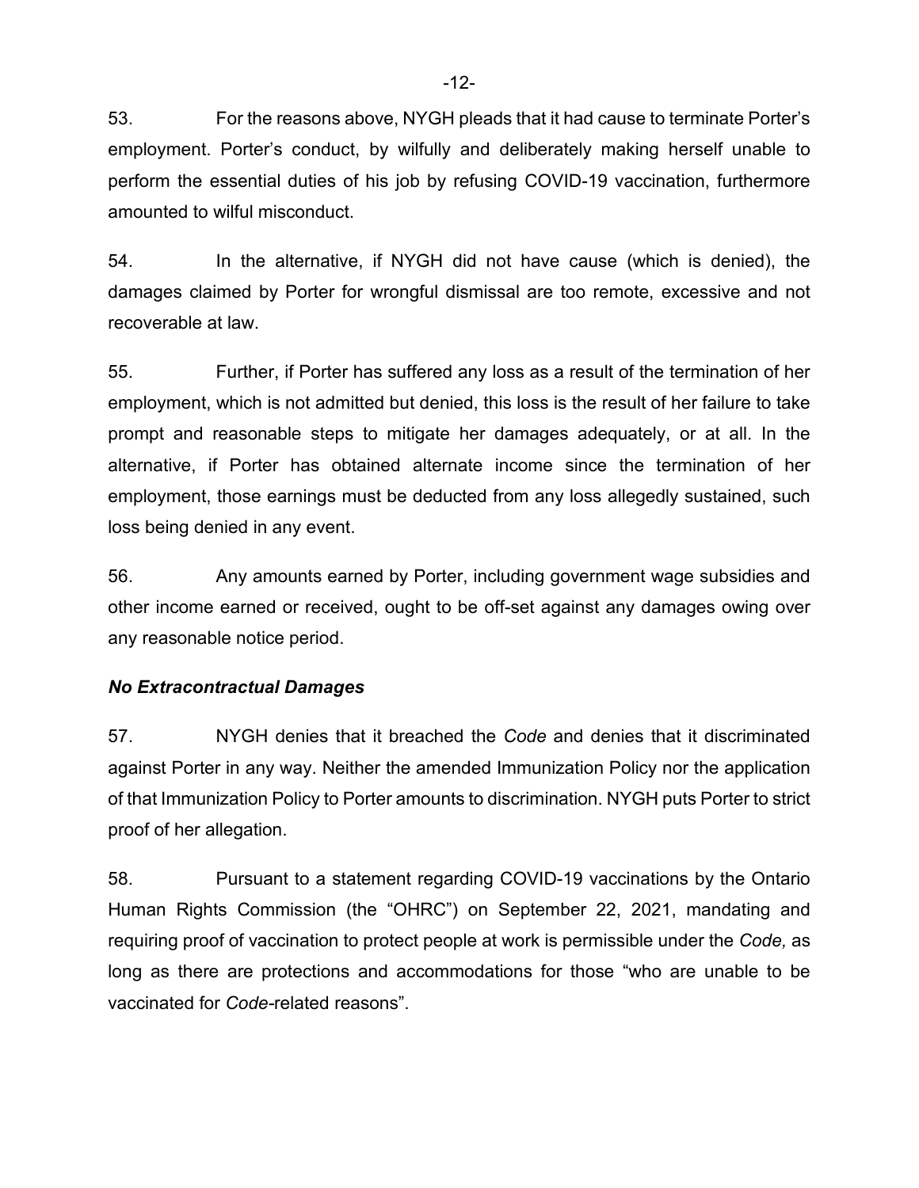53. For the reasons above, NYGH pleads that it had cause to terminate Porter's employment. Porter's conduct, by wilfully and deliberately making herself unable to perform the essential duties of his job by refusing COVID-19 vaccination, furthermore amounted to wilful misconduct.

54. In the alternative, if NYGH did not have cause (which is denied), the damages claimed by Porter for wrongful dismissal are too remote, excessive and not recoverable at law.

55. Further, if Porter has suffered any loss as a result of the termination of her employment, which is not admitted but denied, this loss is the result of her failure to take prompt and reasonable steps to mitigate her damages adequately, or at all. In the alternative, if Porter has obtained alternate income since the termination of her employment, those earnings must be deducted from any loss allegedly sustained, such loss being denied in any event.

56. Any amounts earned by Porter, including government wage subsidies and other income earned or received, ought to be off-set against any damages owing over any reasonable notice period.

***No Extracontractual Damages***

57. NYGH denies that it breached the *Code* and denies that it discriminated against Porter in any way. Neither the amended Immunization Policy nor the application of that Immunization Policy to Porter amounts to discrimination. NYGH puts Porter to strict proof of her allegation.

58. Pursuant to a statement regarding COVID-19 vaccinations by the Ontario Human Rights Commission (the "OHRC") on September 22, 2021, mandating and requiring proof of vaccination to protect people at work is permissible under the *Code,* as long as there are protections and accommodations for those "who are unable to be vaccinated for *Code*-related reasons".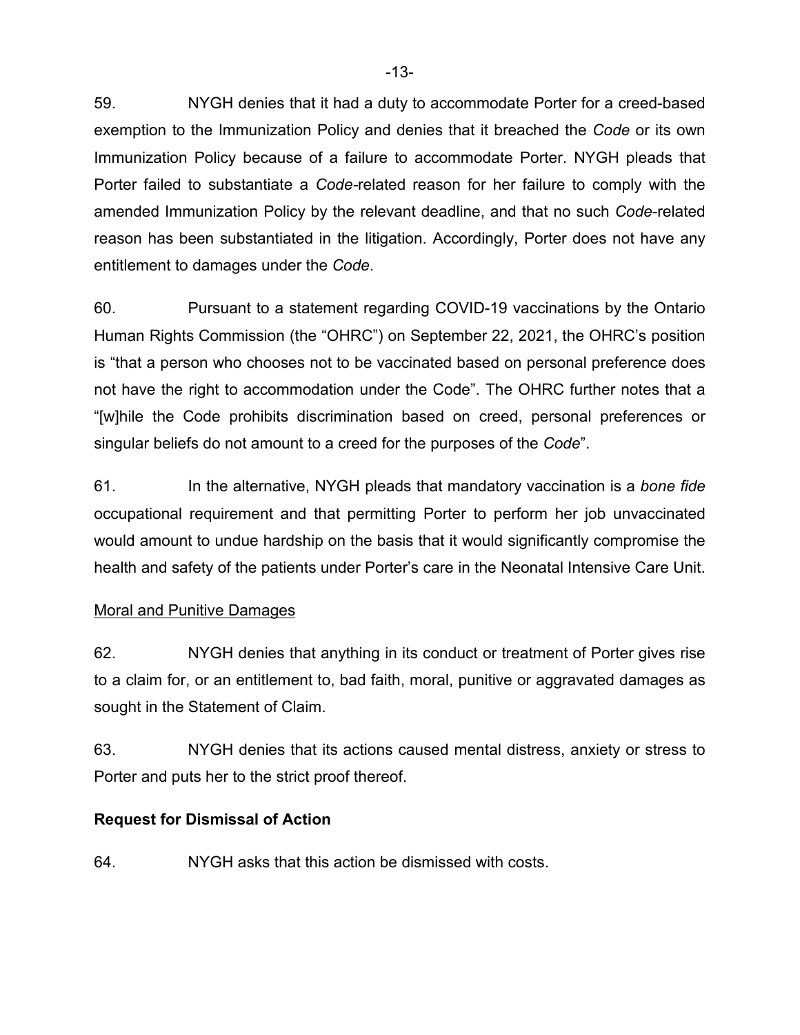59. NYGH denies that it had a duty to accommodate Porter for a creed-based exemption to the Immunization Policy and denies that it breached the *Code* or its own Immunization Policy because of a failure to accommodate Porter. NYGH pleads that Porter failed to substantiate a *Code*-related reason for her failure to comply with the amended Immunization Policy by the relevant deadline, and that no such *Code*-related reason has been substantiated in the litigation. Accordingly, Porter does not have any entitlement to damages under the *Code*.

60. Pursuant to a statement regarding COVID-19 vaccinations by the Ontario Human Rights Commission (the "OHRC") on September 22, 2021, the OHRC's position is "that a person who chooses not to be vaccinated based on personal preference does not have the right to accommodation under the Code". The OHRC further notes that a "[w]hile the Code prohibits discrimination based on creed, personal preferences or singular beliefs do not amount to a creed for the purposes of the *Code*".

61. In the alternative, NYGH pleads that mandatory vaccination is a *bone fide* occupational requirement and that permitting Porter to perform her job unvaccinated would amount to undue hardship on the basis that it would significantly compromise the health and safety of the patients under Porter's care in the Neonatal Intensive Care Unit.

<u>Moral and Punitive Damages</u>

62. NYGH denies that anything in its conduct or treatment of Porter gives rise to a claim for, or an entitlement to, bad faith, moral, punitive or aggravated damages as sought in the Statement of Claim.

63. NYGH denies that its actions caused mental distress, anxiety or stress to Porter and puts her to the strict proof thereof.

**Request for Dismissal of Action**

64. NYGH asks that this action be dismissed with costs.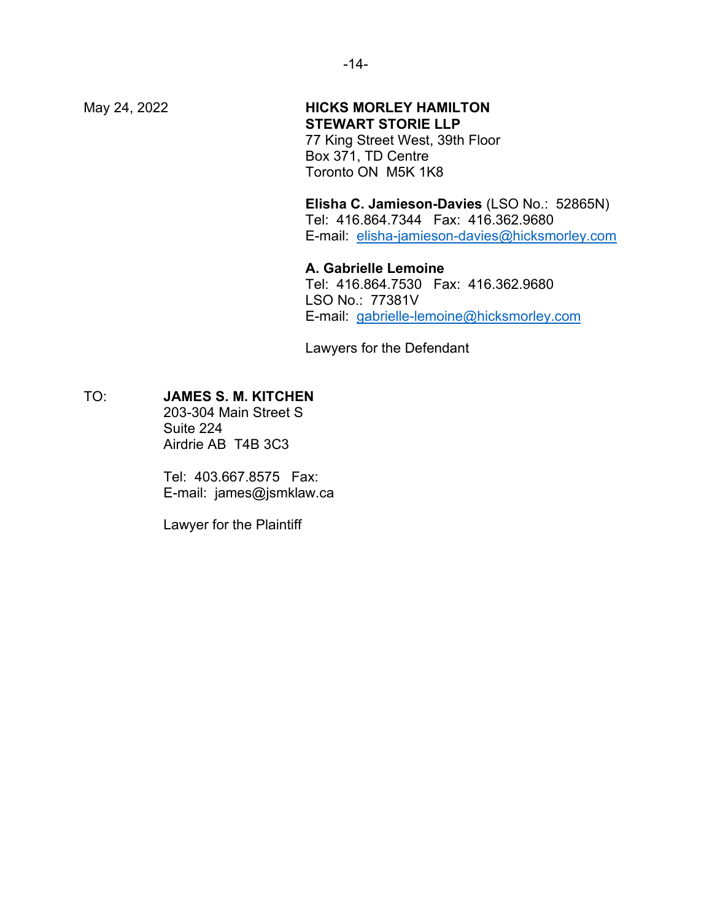May 24, 2022

**HICKS MORLEY HAMILTON STEWART STORIE LLP**
77 King Street West, 39th Floor
Box 371, TD Centre
Toronto ON  M5K 1K8

**Elisha C. Jamieson-Davies** (LSO No.:  52865N)
Tel:  416.864.7344   Fax:  416.362.9680
E-mail:  elisha-jamieson-davies@hicksmorley.com

**A. Gabrielle Lemoine**
Tel:  416.864.7530   Fax:  416.362.9680
LSO No.:  77381V
E-mail:  gabrielle-lemoine@hicksmorley.com

Lawyers for the Defendant

TO: **JAMES S. M. KITCHEN**
203-304 Main Street S
Suite 224
Airdrie AB  T4B 3C3

Tel:  403.667.8575   Fax:
E-mail:  james@jsmklaw.ca

Lawyer for the Plaintiff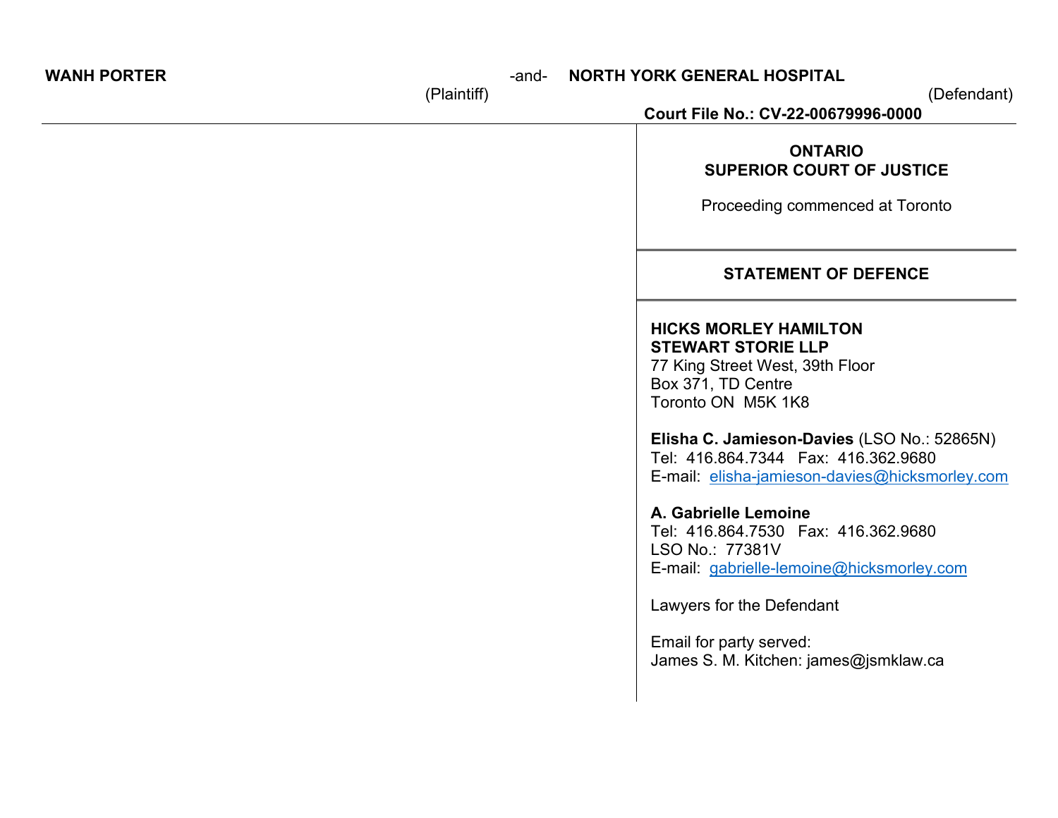**WANH PORTER** -and- **NORTH YORK GENERAL HOSPITAL**

(Plaintiff) (Defendant)

**Court File No.: CV-22-00679996-0000**

**ONTARIO**
**SUPERIOR COURT OF JUSTICE**

Proceeding commenced at Toronto

**STATEMENT OF DEFENCE**

**HICKS MORLEY HAMILTON**
**STEWART STORIE LLP**
77 King Street West, 39th Floor
Box 371, TD Centre
Toronto ON M5K 1K8

**Elisha C. Jamieson-Davies** (LSO No.: 52865N)
Tel: 416.864.7344 Fax: 416.362.9680
E-mail: elisha-jamieson-davies@hicksmorley.com

**A. Gabrielle Lemoine**
Tel: 416.864.7530 Fax: 416.362.9680
LSO No.: 77381V
E-mail: gabrielle-lemoine@hicksmorley.com

Lawyers for the Defendant

Email for party served:
James S. M. Kitchen: james@jsmklaw.ca